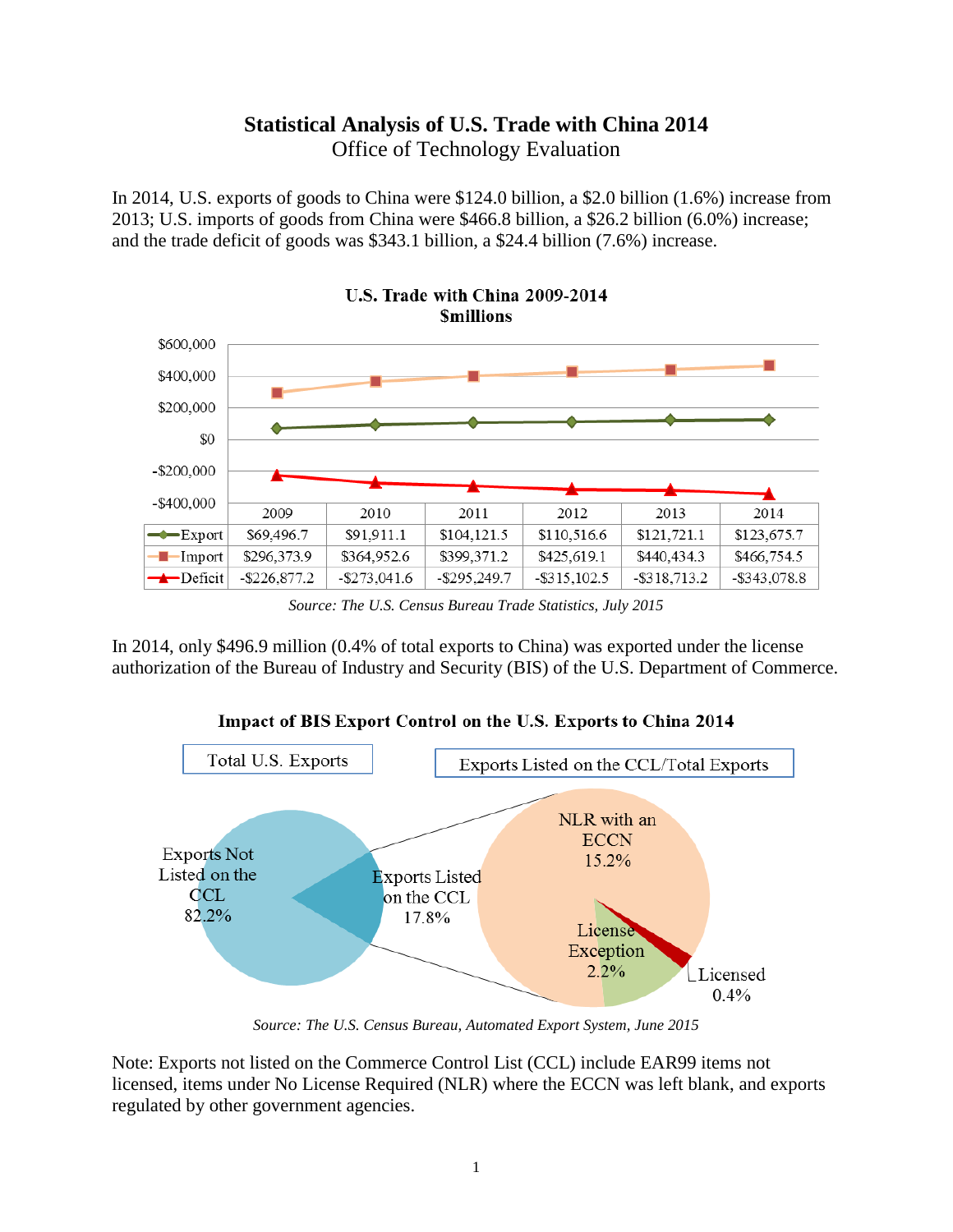# Statistical Analysis of U.S. Trade with China 2014

Office of Technology Evaluation

In 2014, U.S. exports of goods to China were $124.0 billion, a $2.0 billion (1.6%) increase from 2013; U.S. imports of goods from China were $466.8 billion, a $26.2 billion (6.0%) increase; and the trade deficit of goods was $343.1 billion, a $24.4 billion (7.6%) increase.

**U.S. Trade with China 2009-2014**
**$millions**

| | 2009 | 2010 | 2011 | 2012 | 2013 | 2014 |
|---|---|---|---|---|---|---|
| Export | $69,496.7 | $91,911.1 | $104,121.5 | $110,516.6 | $121,721.1 | $123,675.7 |
| Import | $296,373.9 | $364,952.6 | $399,371.2 | $425,619.1 | $440,434.3 | $466,754.5 |
| Deficit | -$226,877.2 | -$273,041.6 | -$295,249.7 | -$315,102.5 | -$318,713.2 | -$343,078.8 |

*Source: The U.S. Census Bureau Trade Statistics, July 2015*

In 2014, only $496.9 million (0.4% of total exports to China) was exported under the license authorization of the Bureau of Industry and Security (BIS) of the U.S. Department of Commerce.

**Impact of BIS Export Control on the U.S. Exports to China 2014**

Total U.S. Exports: Exports Not Listed on the CCL 82.2%; Exports Listed on the CCL 17.8%

Exports Listed on the CCL/Total Exports: NLR with an ECCN 15.2%; License Exception 2.2%; Licensed 0.4%

*Source: The U.S. Census Bureau, Automated Export System, June 2015*

Note: Exports not listed on the Commerce Control List (CCL) include EAR99 items not licensed, items under No License Required (NLR) where the ECCN was left blank, and exports regulated by other government agencies.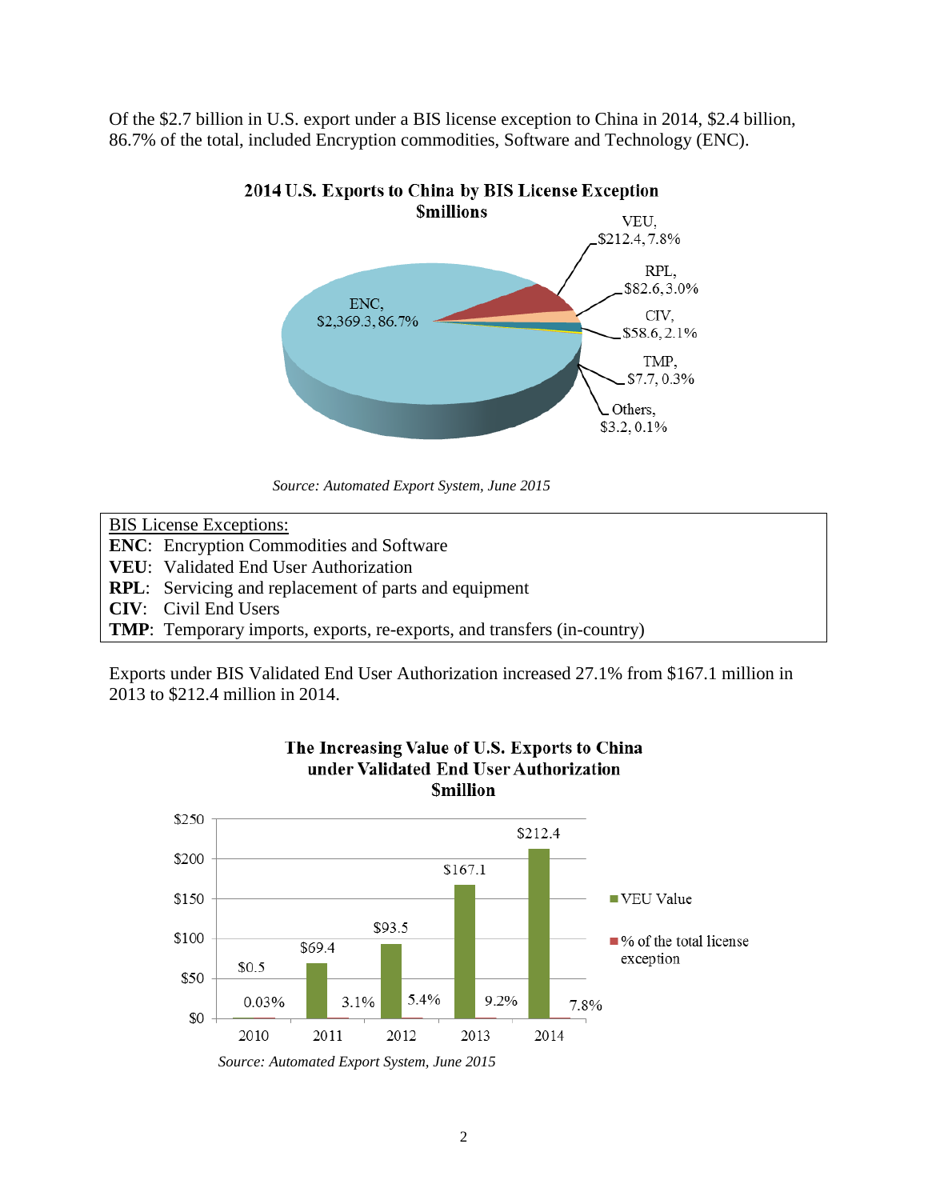Of the $2.7 billion in U.S. export under a BIS license exception to China in 2014, $2.4 billion, 86.7% of the total, included Encryption commodities, Software and Technology (ENC).

**2014 U.S. Exports to China by BIS License Exception**
**$millions**

| License Exception | Value ($millions) | Share |
| --- | --- | --- |
| ENC | $2,369.3 | 86.7% |
| VEU | $212.4 | 7.8% |
| RPL | $82.6 | 3.0% |
| CIV | $58.6 | 2.1% |
| TMP | $7.7 | 0.3% |
| Others | $3.2 | 0.1% |

*Source: Automated Export System, June 2015*

BIS License Exceptions:

**ENC**: Encryption Commodities and Software
**VEU**: Validated End User Authorization
**RPL**: Servicing and replacement of parts and equipment
**CIV**: Civil End Users
**TMP**: Temporary imports, exports, re-exports, and transfers (in-country)

Exports under BIS Validated End User Authorization increased 27.1% from $167.1 million in 2013 to $212.4 million in 2014.

**The Increasing Value of U.S. Exports to China under Validated End User Authorization**
**$million**

| Year | VEU Value | % of the total license exception |
| --- | --- | --- |
| 2010 | $0.5 | 0.03% |
| 2011 | $69.4 | 3.1% |
| 2012 | $93.5 | 5.4% |
| 2013 | $167.1 | 9.2% |
| 2014 | $212.4 | 7.8% |

*Source: Automated Export System, June 2015*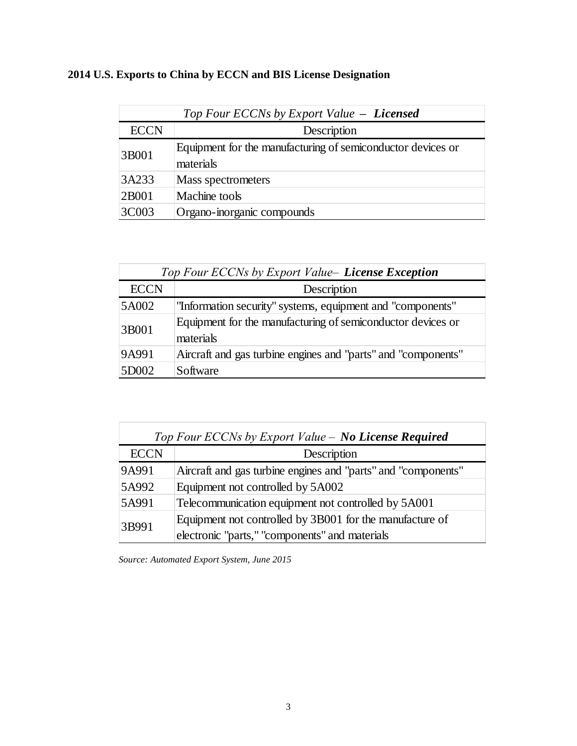**2014 U.S. Exports to China by ECCN and BIS License Designation**

| *Top Four ECCNs by Export Value – **Licensed*** | |
|---|---|
| ECCN | Description |
| 3B001 | Equipment for the manufacturing of semiconductor devices or materials |
| 3A233 | Mass spectrometers |
| 2B001 | Machine tools |
| 3C003 | Organo-inorganic compounds |

| *Top Four ECCNs by Export Value– **License Exception*** | |
|---|---|
| ECCN | Description |
| 5A002 | "Information security" systems, equipment and "components" |
| 3B001 | Equipment for the manufacturing of semiconductor devices or materials |
| 9A991 | Aircraft and gas turbine engines and "parts" and "components" |
| 5D002 | Software |

| *Top Four ECCNs by Export Value – **No License Required*** | |
|---|---|
| ECCN | Description |
| 9A991 | Aircraft and gas turbine engines and "parts" and "components" |
| 5A992 | Equipment not controlled by 5A002 |
| 5A991 | Telecommunication equipment not controlled by 5A001 |
| 3B991 | Equipment not controlled by 3B001 for the manufacture of electronic "parts," "components" and materials |

*Source: Automated Export System, June 2015*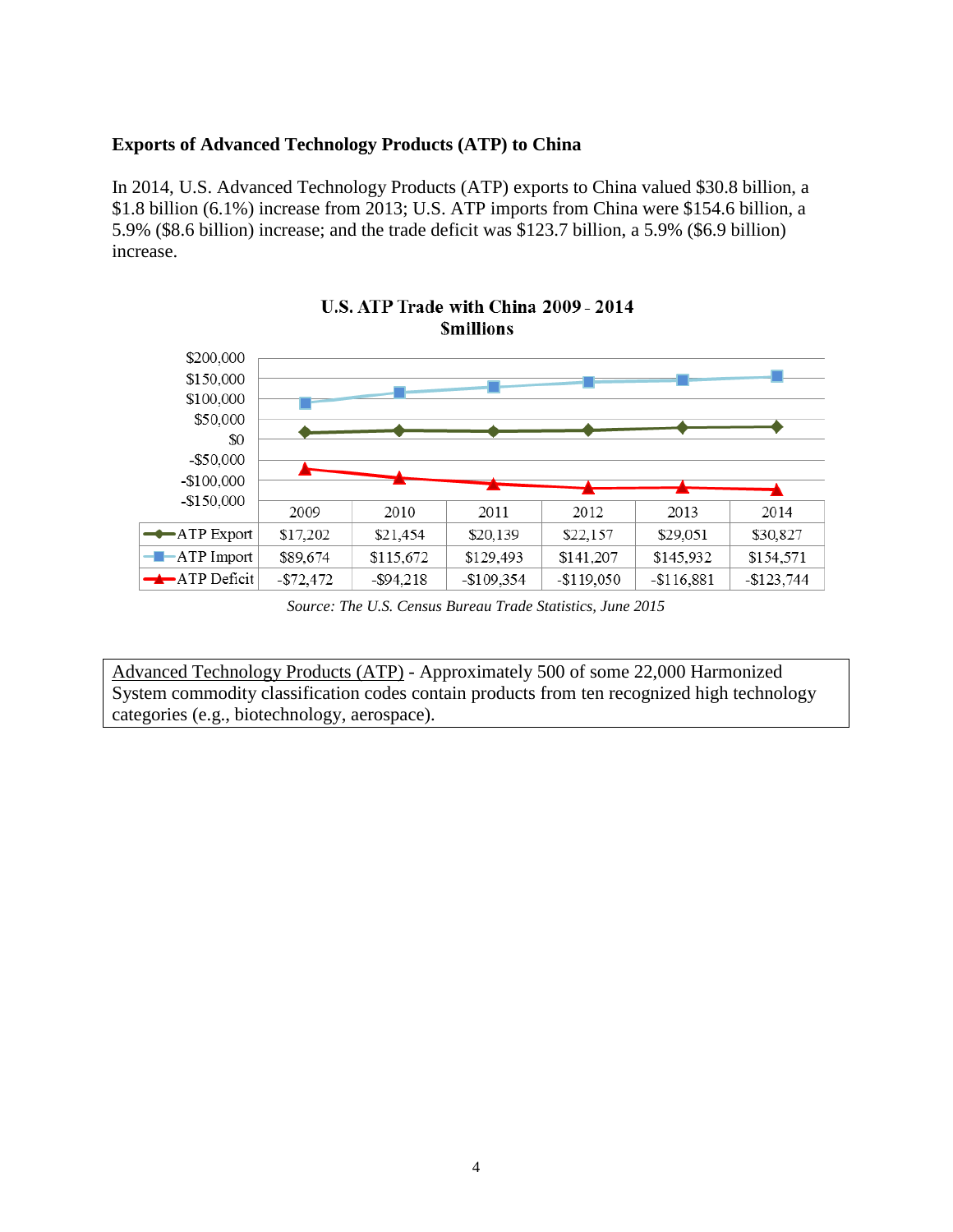### Exports of Advanced Technology Products (ATP) to China

In 2014, U.S. Advanced Technology Products (ATP) exports to China valued $30.8 billion, a $1.8 billion (6.1%) increase from 2013; U.S. ATP imports from China were $154.6 billion, a 5.9% ($8.6 billion) increase; and the trade deficit was $123.7 billion, a 5.9% ($6.9 billion) increase.

**U.S. ATP Trade with China 2009 - 2014**
**$millions**

| | 2009 | 2010 | 2011 | 2012 | 2013 | 2014 |
|---|---|---|---|---|---|---|
| ATP Export | $17,202 | $21,454 | $20,139 | $22,157 | $29,051 | $30,827 |
| ATP Import | $89,674 | $115,672 | $129,493 | $141,207 | $145,932 | $154,571 |
| ATP Deficit | -$72,472 | -$94,218 | -$109,354 | -$119,050 | -$116,881 | -$123,744 |

*Source: The U.S. Census Bureau Trade Statistics, June 2015*

Advanced Technology Products (ATP) - Approximately 500 of some 22,000 Harmonized System commodity classification codes contain products from ten recognized high technology categories (e.g., biotechnology, aerospace).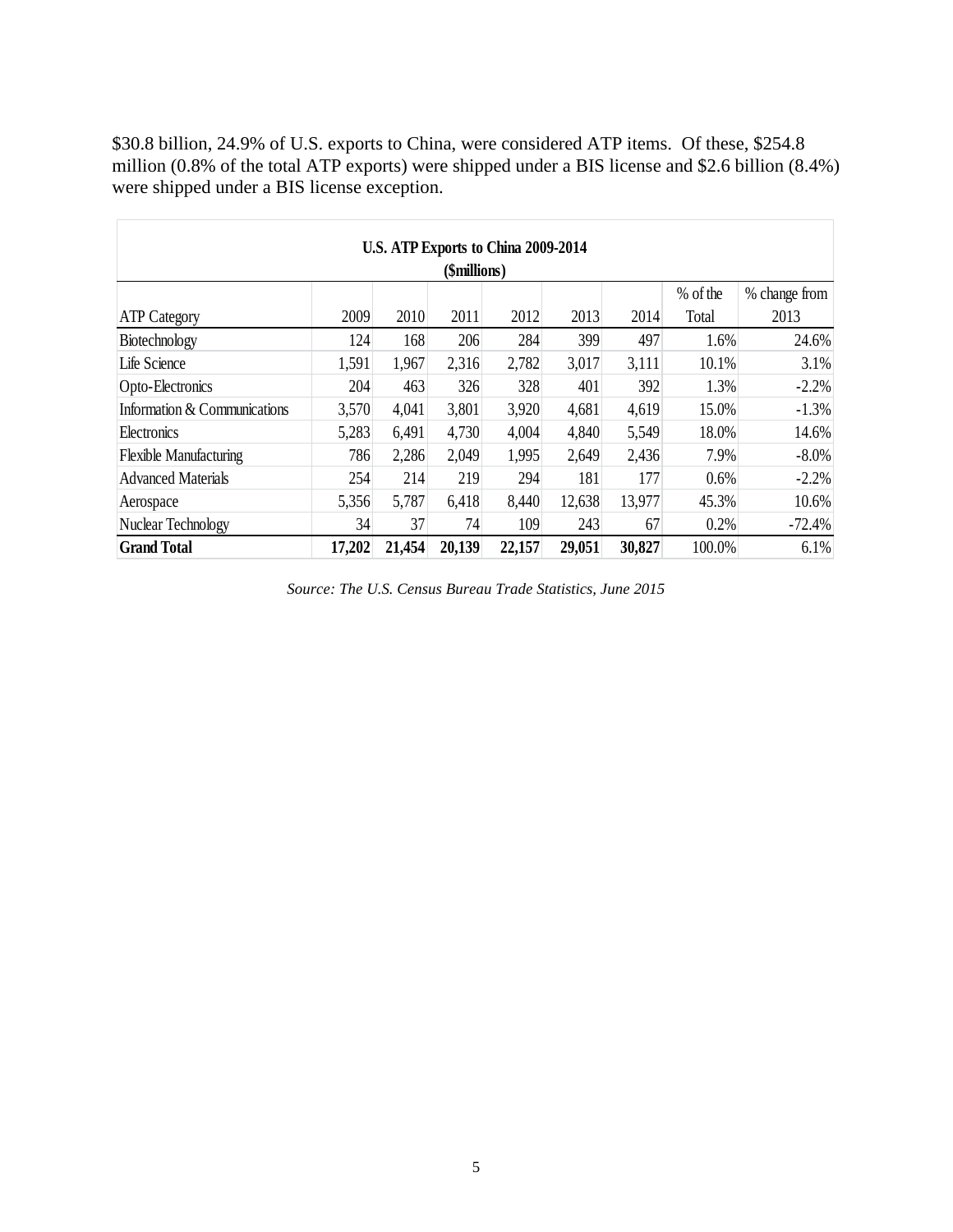$30.8 billion, 24.9% of U.S. exports to China, were considered ATP items. Of these, $254.8 million (0.8% of the total ATP exports) were shipped under a BIS license and $2.6 billion (8.4%) were shipped under a BIS license exception.

| U.S. ATP Exports to China 2009-2014 ($millions) | | | | | | | | |
|---|---|---|---|---|---|---|---|---|
| ATP Category | 2009 | 2010 | 2011 | 2012 | 2013 | 2014 | % of the Total | % change from 2013 |
| Biotechnology | 124 | 168 | 206 | 284 | 399 | 497 | 1.6% | 24.6% |
| Life Science | 1,591 | 1,967 | 2,316 | 2,782 | 3,017 | 3,111 | 10.1% | 3.1% |
| Opto-Electronics | 204 | 463 | 326 | 328 | 401 | 392 | 1.3% | -2.2% |
| Information & Communications | 3,570 | 4,041 | 3,801 | 3,920 | 4,681 | 4,619 | 15.0% | -1.3% |
| Electronics | 5,283 | 6,491 | 4,730 | 4,004 | 4,840 | 5,549 | 18.0% | 14.6% |
| Flexible Manufacturing | 786 | 2,286 | 2,049 | 1,995 | 2,649 | 2,436 | 7.9% | -8.0% |
| Advanced Materials | 254 | 214 | 219 | 294 | 181 | 177 | 0.6% | -2.2% |
| Aerospace | 5,356 | 5,787 | 6,418 | 8,440 | 12,638 | 13,977 | 45.3% | 10.6% |
| Nuclear Technology | 34 | 37 | 74 | 109 | 243 | 67 | 0.2% | -72.4% |
| **Grand Total** | **17,202** | **21,454** | **20,139** | **22,157** | **29,051** | **30,827** | 100.0% | 6.1% |

*Source: The U.S. Census Bureau Trade Statistics, June 2015*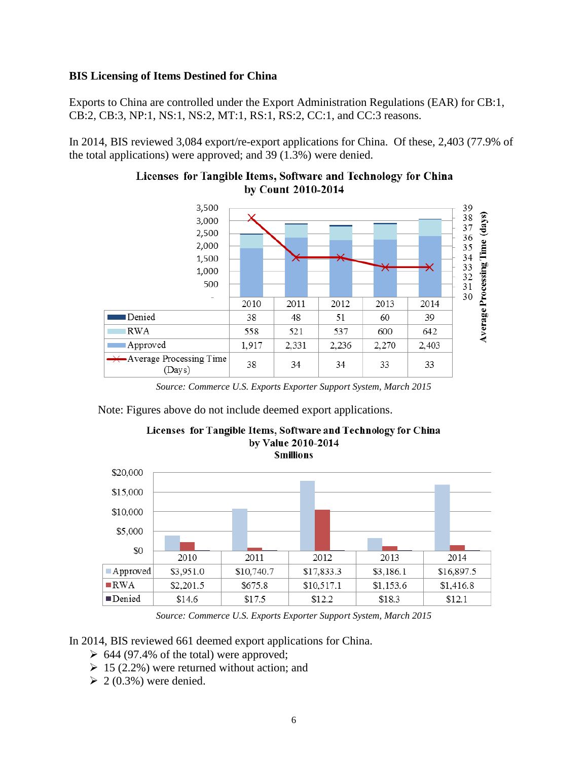**BIS Licensing of Items Destined for China**

Exports to China are controlled under the Export Administration Regulations (EAR) for CB:1, CB:2, CB:3, NP:1, NS:1, NS:2, MT:1, RS:1, RS:2, CC:1, and CC:3 reasons.

In 2014, BIS reviewed 3,084 export/re-export applications for China. Of these, 2,403 (77.9% of the total applications) were approved; and 39 (1.3%) were denied.

**Licenses for Tangible Items, Software and Technology for China by Count 2010-2014**

| | 2010 | 2011 | 2012 | 2013 | 2014 |
|---|---|---|---|---|---|
| Denied | 38 | 48 | 51 | 60 | 39 |
| RWA | 558 | 521 | 537 | 600 | 642 |
| Approved | 1,917 | 2,331 | 2,236 | 2,270 | 2,403 |
| Average Processing Time (Days) | 38 | 34 | 34 | 33 | 33 |

*Source: Commerce U.S. Exports Exporter Support System, March 2015*

Note: Figures above do not include deemed export applications.

**Licenses for Tangible Items, Software and Technology for China by Value 2010-2014 $millions**

| | 2010 | 2011 | 2012 | 2013 | 2014 |
|---|---|---|---|---|---|
| Approved | $3,951.0 | $10,740.7 | $17,833.3 | $3,186.1 | $16,897.5 |
| RWA | $2,201.5 | $675.8 | $10,517.1 | $1,153.6 | $1,416.8 |
| Denied | $14.6 | $17.5 | $12.2 | $18.3 | $12.1 |

*Source: Commerce U.S. Exports Exporter Support System, March 2015*

In 2014, BIS reviewed 661 deemed export applications for China.

- 644 (97.4% of the total) were approved;
- 15 (2.2%) were returned without action; and
- 2 (0.3%) were denied.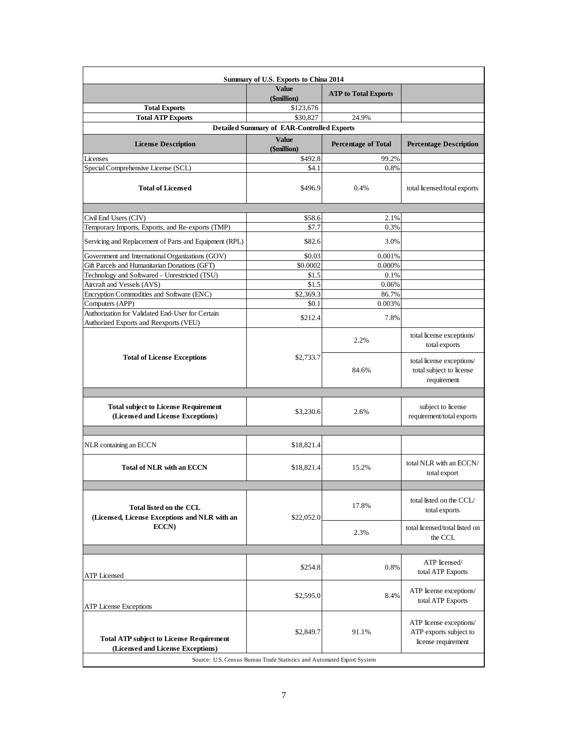| Summary of U.S. Exports to China 2014 | | | |
|---|---|---|---|
| | Value ($million) | ATP to Total Exports | |
| **Total Exports** | $123,676 | | |
| **Total ATP Exports** | $30,827 | 24.9% | |
| **Detailed Summary of EAR-Controlled Exports** | | | |
| **License Description** | **Value ($million)** | **Percentage of Total** | **Percentage Description** |
| Licenses | $492.8 | 99.2% | |
| Special Comprehensive License (SCL) | $4.1 | 0.8% | |
| **Total of Licensed** | $496.9 | 0.4% | total licensed/total exports |
| | | | |
| Civil End Users (CIV) | $58.6 | 2.1% | |
| Temporary Imports, Exports, and Re-exports (TMP) | $7.7 | 0.3% | |
| Servicing and Replacement of Parts and Equipment (RPL) | $82.6 | 3.0% | |
| Government and International Organizations (GOV) | $0.03 | 0.001% | |
| Gift Parcels and Humanitarian Donations (GFT) | $0.0002 | 0.000% | |
| Technology and Softwared - Unrestricted (TSU) | $1.5 | 0.1% | |
| Aircraft and Vessels (AVS) | $1.5 | 0.06% | |
| Encryption Commodities and Software (ENC) | $2,369.3 | 86.7% | |
| Computers (APP) | $0.1 | 0.003% | |
| Authorization for Validated End-User for Certain Authorized Exports and Reexports (VEU) | $212.4 | 7.8% | |
| **Total of License Exceptions** | $2,733.7 | 2.2% | total license exceptions/ total exports |
| | | 84.6% | total license exceptions/ total subject to license requirement |
| | | | |
| **Total subject to License Requirement (Licensed and License Exceptions)** | $3,230.6 | 2.6% | subject to license requirement/total exports |
| | | | |
| NLR containing an ECCN | $18,821.4 | | |
| **Total of NLR with an ECCN** | $18,821.4 | 15.2% | total NLR with an ECCN/ total export |
| | | | |
| **Total listed on the CCL (Licensed, License Exceptions and NLR with an ECCN)** | $22,052.0 | 17.8% | total listed on the CCL/ total exports |
| | | 2.3% | total licensed/total listed on the CCL |
| | | | |
| ATP Licensed | $254.8 | 0.8% | ATP licensed/ total ATP Exports |
| ATP License Exceptions | $2,595.0 | 8.4% | ATP license exceptions/ total ATP Exports |
| **Total ATP subject to License Requirement (Licensed and License Exceptions)** | $2,849.7 | 91.1% | ATP license exceptions/ ATP exports subject to license requirement |

Source: U.S. Census Bureau Trade Statistics and Automated Export System